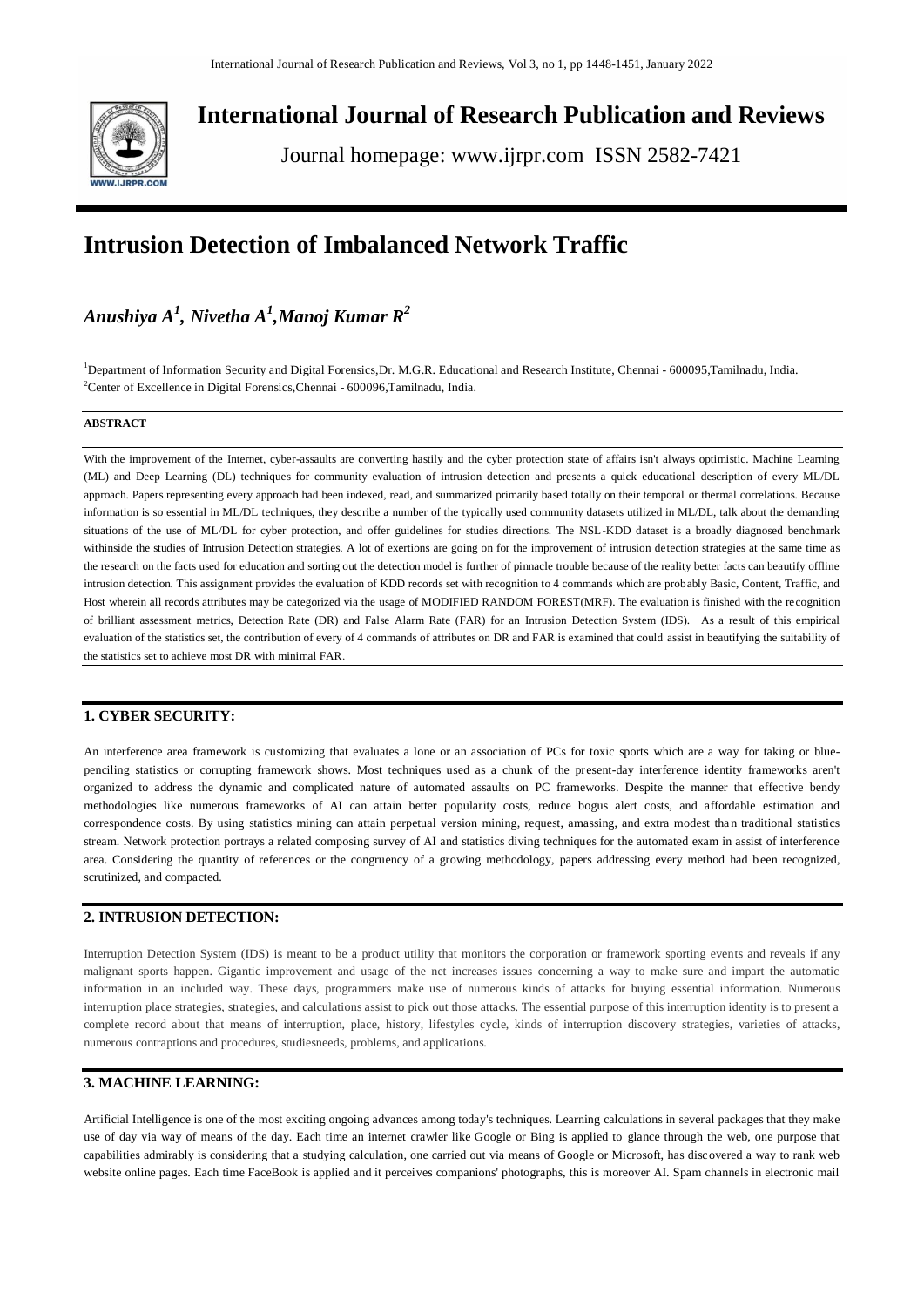# International Journal of Research Publication and Reviews

Journal homepage: www.ijrpr.com ISSN 2582-7421

# Intrusion Detection of Imbalanced Network Traffic

***Anushiya A[1], Nivetha A[1],Manoj Kumar R[2]***

[1]Department of Information Security and Digital Forensics,Dr. M.G.R. Educational and Research Institute, Chennai - 600095,Tamilnadu, India.
[2]Center of Excellence in Digital Forensics,Chennai - 600096,Tamilnadu, India.

**ABSTRACT**

With the improvement of the Internet, cyber-assaults are converting hastily and the cyber protection state of affairs isn't always optimistic. Machine Learning (ML) and Deep Learning (DL) techniques for community evaluation of intrusion detection and presents a quick educational description of every ML/DL approach. Papers representing every approach had been indexed, read, and summarized primarily based totally on their temporal or thermal correlations. Because information is so essential in ML/DL techniques, they describe a number of the typically used community datasets utilized in ML/DL, talk about the demanding situations of the use of ML/DL for cyber protection, and offer guidelines for studies directions. The NSL-KDD dataset is a broadly diagnosed benchmark withinside the studies of Intrusion Detection strategies. A lot of exertions are going on for the improvement of intrusion detection strategies at the same time as the research on the facts used for education and sorting out the detection model is further of pinnacle trouble because of the reality better facts can beautify offline intrusion detection. This assignment provides the evaluation of KDD records set with recognition to 4 commands which are probably Basic, Content, Traffic, and Host wherein all records attributes may be categorized via the usage of MODIFIED RANDOM FOREST(MRF). The evaluation is finished with the recognition of brilliant assessment metrics, Detection Rate (DR) and False Alarm Rate (FAR) for an Intrusion Detection System (IDS). As a result of this empirical evaluation of the statistics set, the contribution of every of 4 commands of attributes on DR and FAR is examined that could assist in beautifying the suitability of the statistics set to achieve most DR with minimal FAR.

## 1. CYBER SECURITY:

An interference area framework is customizing that evaluates a lone or an association of PCs for toxic sports which are a way for taking or blue-penciling statistics or corrupting framework shows. Most techniques used as a chunk of the present-day interference identity frameworks aren't organized to address the dynamic and complicated nature of automated assaults on PC frameworks. Despite the manner that effective bendy methodologies like numerous frameworks of AI can attain better popularity costs, reduce bogus alert costs, and affordable estimation and correspondence costs. By using statistics mining can attain perpetual version mining, request, amassing, and extra modest than traditional statistics stream. Network protection portrays a related composing survey of AI and statistics diving techniques for the automated exam in assist of interference area. Considering the quantity of references or the congruency of a growing methodology, papers addressing every method had been recognized, scrutinized, and compacted.

## 2. INTRUSION DETECTION:

Interruption Detection System (IDS) is meant to be a product utility that monitors the corporation or framework sporting events and reveals if any malignant sports happen. Gigantic improvement and usage of the net increases issues concerning a way to make sure and impart the automatic information in an included way. These days, programmers make use of numerous kinds of attacks for buying essential information. Numerous interruption place strategies, strategies, and calculations assist to pick out those attacks. The essential purpose of this interruption identity is to present a complete record about that means of interruption, place, history, lifestyles cycle, kinds of interruption discovery strategies, varieties of attacks, numerous contraptions and procedures, studiesneeds, problems, and applications.

## 3. MACHINE LEARNING:

Artificial Intelligence is one of the most exciting ongoing advances among today's techniques. Learning calculations in several packages that they make use of day via way of means of the day. Each time an internet crawler like Google or Bing is applied to glance through the web, one purpose that capabilities admirably is considering that a studying calculation, one carried out via means of Google or Microsoft, has discovered a way to rank web website online pages. Each time FaceBook is applied and it perceives companions' photographs, this is moreover AI. Spam channels in electronic mail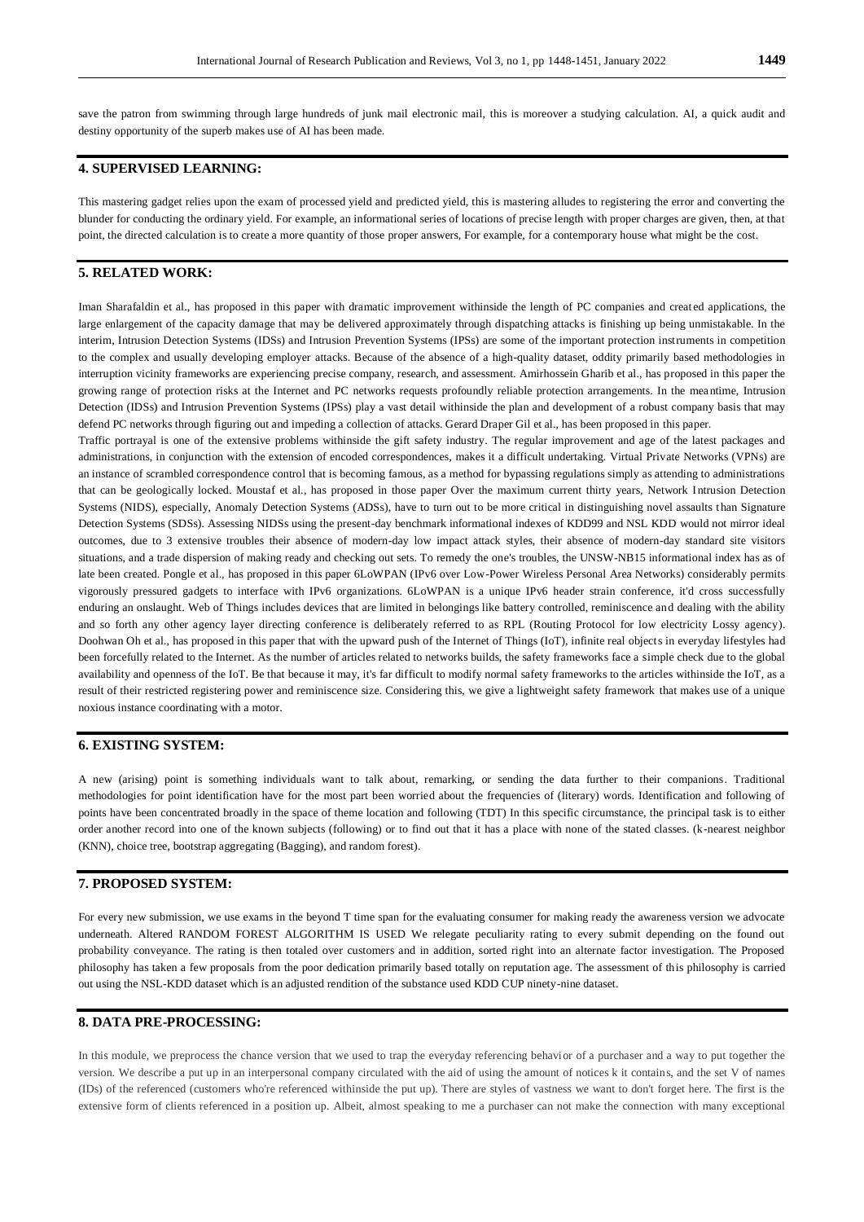save the patron from swimming through large hundreds of junk mail electronic mail, this is moreover a studying calculation. AI, a quick audit and destiny opportunity of the superb makes use of AI has been made.

## 4. SUPERVISED LEARNING:

This mastering gadget relies upon the exam of processed yield and predicted yield, this is mastering alludes to registering the error and converting the blunder for conducting the ordinary yield. For example, an informational series of locations of precise length with proper charges are given, then, at that point, the directed calculation is to create a more quantity of those proper answers, For example, for a contemporary house what might be the cost.

## 5. RELATED WORK:

Iman Sharafaldin et al., has proposed in this paper with dramatic improvement withinside the length of PC companies and created applications, the large enlargement of the capacity damage that may be delivered approximately through dispatching attacks is finishing up being unmistakable. In the interim, Intrusion Detection Systems (IDSs) and Intrusion Prevention Systems (IPSs) are some of the important protection instruments in competition to the complex and usually developing employer attacks. Because of the absence of a high-quality dataset, oddity primarily based methodologies in interruption vicinity frameworks are experiencing precise company, research, and assessment. Amirhossein Gharib et al., has proposed in this paper the growing range of protection risks at the Internet and PC networks requests profoundly reliable protection arrangements. In the meantime, Intrusion Detection (IDSs) and Intrusion Prevention Systems (IPSs) play a vast detail withinside the plan and development of a robust company basis that may defend PC networks through figuring out and impeding a collection of attacks. Gerard Draper Gil et al., has been proposed in this paper.

Traffic portrayal is one of the extensive problems withinside the gift safety industry. The regular improvement and age of the latest packages and administrations, in conjunction with the extension of encoded correspondences, makes it a difficult undertaking. Virtual Private Networks (VPNs) are an instance of scrambled correspondence control that is becoming famous, as a method for bypassing regulations simply as attending to administrations that can be geologically locked. Moustaf et al., has proposed in those paper Over the maximum current thirty years, Network Intrusion Detection Systems (NIDS), especially, Anomaly Detection Systems (ADSs), have to turn out to be more critical in distinguishing novel assaults than Signature Detection Systems (SDSs). Assessing NIDSs using the present-day benchmark informational indexes of KDD99 and NSL KDD would not mirror ideal outcomes, due to 3 extensive troubles their absence of modern-day low impact attack styles, their absence of modern-day standard site visitors situations, and a trade dispersion of making ready and checking out sets. To remedy the one's troubles, the UNSW-NB15 informational index has as of late been created. Pongle et al., has proposed in this paper 6LoWPAN (IPv6 over Low-Power Wireless Personal Area Networks) considerably permits vigorously pressured gadgets to interface with IPv6 organizations. 6LoWPAN is a unique IPv6 header strain conference, it'd cross successfully enduring an onslaught. Web of Things includes devices that are limited in belongings like battery controlled, reminiscence and dealing with the ability and so forth any other agency layer directing conference is deliberately referred to as RPL (Routing Protocol for low electricity Lossy agency). Doohwan Oh et al., has proposed in this paper that with the upward push of the Internet of Things (IoT), infinite real objects in everyday lifestyles had been forcefully related to the Internet. As the number of articles related to networks builds, the safety frameworks face a simple check due to the global availability and openness of the IoT. Be that because it may, it's far difficult to modify normal safety frameworks to the articles withinside the IoT, as a result of their restricted registering power and reminiscence size. Considering this, we give a lightweight safety framework that makes use of a unique noxious instance coordinating with a motor.

## 6. EXISTING SYSTEM:

A new (arising) point is something individuals want to talk about, remarking, or sending the data further to their companions. Traditional methodologies for point identification have for the most part been worried about the frequencies of (literary) words. Identification and following of points have been concentrated broadly in the space of theme location and following (TDT) In this specific circumstance, the principal task is to either order another record into one of the known subjects (following) or to find out that it has a place with none of the stated classes. (k-nearest neighbor (KNN), choice tree, bootstrap aggregating (Bagging), and random forest).

## 7. PROPOSED SYSTEM:

For every new submission, we use exams in the beyond T time span for the evaluating consumer for making ready the awareness version we advocate underneath. Altered RANDOM FOREST ALGORITHM IS USED We relegate peculiarity rating to every submit depending on the found out probability conveyance. The rating is then totaled over customers and in addition, sorted right into an alternate factor investigation. The Proposed philosophy has taken a few proposals from the poor dedication primarily based totally on reputation age. The assessment of this philosophy is carried out using the NSL-KDD dataset which is an adjusted rendition of the substance used KDD CUP ninety-nine dataset.

## 8. DATA PRE-PROCESSING:

In this module, we preprocess the chance version that we used to trap the everyday referencing behavior of a purchaser and a way to put together the version. We describe a put up in an interpersonal company circulated with the aid of using the amount of notices k it contains, and the set V of names (IDs) of the referenced (customers who're referenced withinside the put up). There are styles of vastness we want to don't forget here. The first is the extensive form of clients referenced in a position up. Albeit, almost speaking to me a purchaser can not make the connection with many exceptional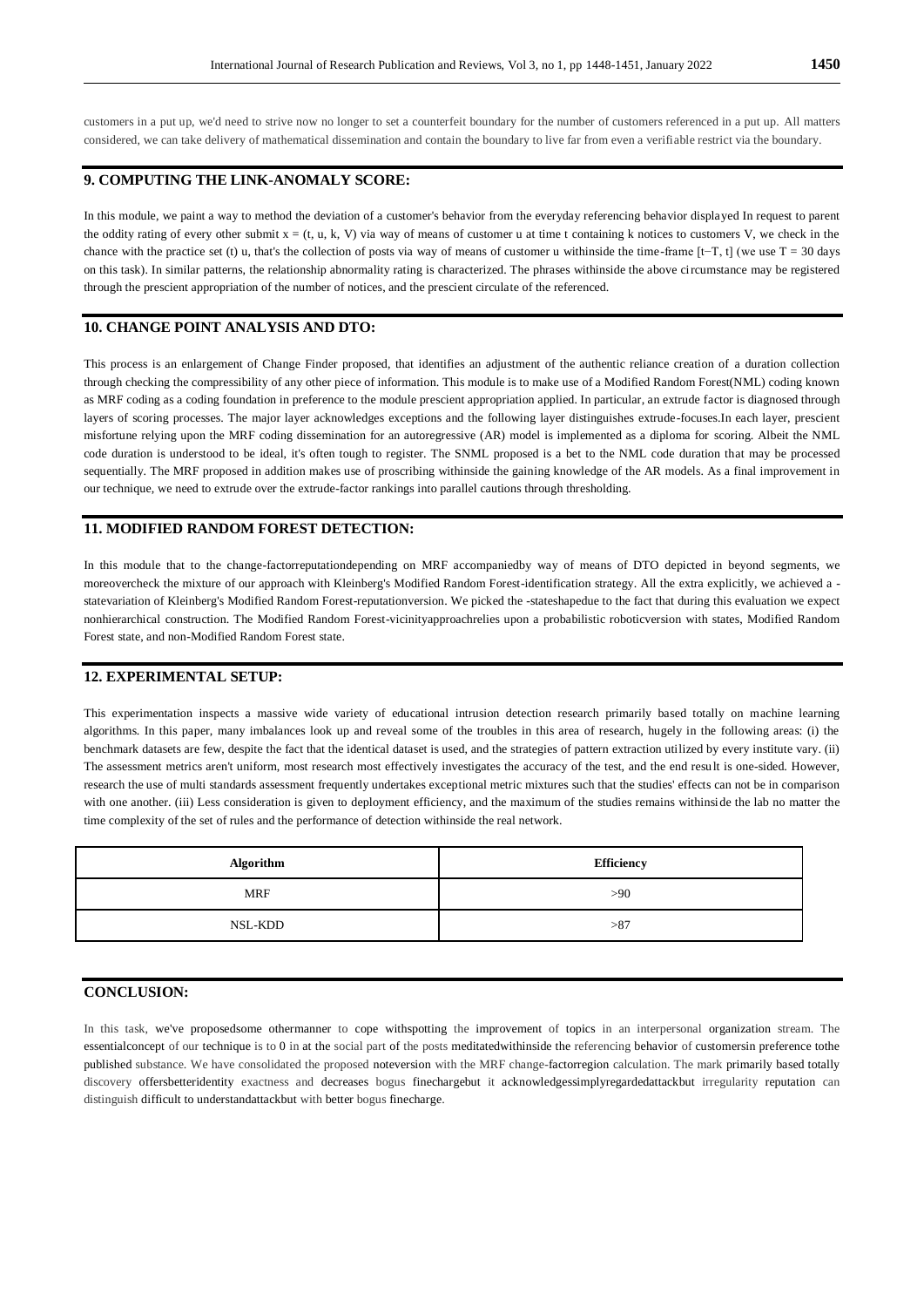customers in a put up, we'd need to strive now no longer to set a counterfeit boundary for the number of customers referenced in a put up. All matters considered, we can take delivery of mathematical dissemination and contain the boundary to live far from even a verifiable restrict via the boundary.

## 9. COMPUTING THE LINK-ANOMALY SCORE:

In this module, we paint a way to method the deviation of a customer's behavior from the everyday referencing behavior displayed In request to parent the oddity rating of every other submit $x = (t, u, k, V)$ via way of means of customer u at time t containing k notices to customers V, we check in the chance with the practice set (t) u, that's the collection of posts via way of means of customer u withinside the time-frame $[t-T, t]$ (we use $T = 30$ days on this task). In similar patterns, the relationship abnormality rating is characterized. The phrases withinside the above circumstance may be registered through the prescient appropriation of the number of notices, and the prescient circulate of the referenced.

## 10. CHANGE POINT ANALYSIS AND DTO:

This process is an enlargement of Change Finder proposed, that identifies an adjustment of the authentic reliance creation of a duration collection through checking the compressibility of any other piece of information. This module is to make use of a Modified Random Forest(NML) coding known as MRF coding as a coding foundation in preference to the module prescient appropriation applied. In particular, an extrude factor is diagnosed through layers of scoring processes. The major layer acknowledges exceptions and the following layer distinguishes extrude-focuses.In each layer, prescient misfortune relying upon the MRF coding dissemination for an autoregressive (AR) model is implemented as a diploma for scoring. Albeit the NML code duration is understood to be ideal, it's often tough to register. The SNML proposed is a bet to the NML code duration that may be processed sequentially. The MRF proposed in addition makes use of proscribing withinside the gaining knowledge of the AR models. As a final improvement in our technique, we need to extrude over the extrude-factor rankings into parallel cautions through thresholding.

## 11. MODIFIED RANDOM FOREST DETECTION:

In this module that to the change-factorreputationdepending on MRF accompaniedby way of means of DTO depicted in beyond segments, we moreovercheck the mixture of our approach with Kleinberg's Modified Random Forest-identification strategy. All the extra explicitly, we achieved a -statevariation of Kleinberg's Modified Random Forest-reputationversion. We picked the -stateshapedue to the fact that during this evaluation we expect nonhierarchical construction. The Modified Random Forest-vicinityapproachrelies upon a probabilistic roboticversion with states, Modified Random Forest state, and non-Modified Random Forest state.

## 12. EXPERIMENTAL SETUP:

This experimentation inspects a massive wide variety of educational intrusion detection research primarily based totally on machine learning algorithms. In this paper, many imbalances look up and reveal some of the troubles in this area of research, hugely in the following areas: (i) the benchmark datasets are few, despite the fact that the identical dataset is used, and the strategies of pattern extraction utilized by every institute vary. (ii) The assessment metrics aren't uniform, most research most effectively investigates the accuracy of the test, and the end result is one-sided. However, research the use of multi standards assessment frequently undertakes exceptional metric mixtures such that the studies' effects can not be in comparison with one another. (iii) Less consideration is given to deployment efficiency, and the maximum of the studies remains withinside the lab no matter the time complexity of the set of rules and the performance of detection withinside the real network.

| Algorithm | Efficiency |
| --- | --- |
| MRF | >90 |
| NSL-KDD | >87 |

## CONCLUSION:

In this task, we've proposedsome othermanner to cope withspotting the improvement of topics in an interpersonal organization stream. The essentialconcept of our technique is to 0 in at the social part of the posts meditatedwithinside the referencing behavior of customersin preference tothe published substance. We have consolidated the proposed noteversion with the MRF change-factorregion calculation. The mark primarily based totally discovery offersbetteridentity exactness and decreases bogus finechargebut it acknowledgessimplyregardedattackbut irregularity reputation can distinguish difficult to understandattackbut with better bogus finecharge.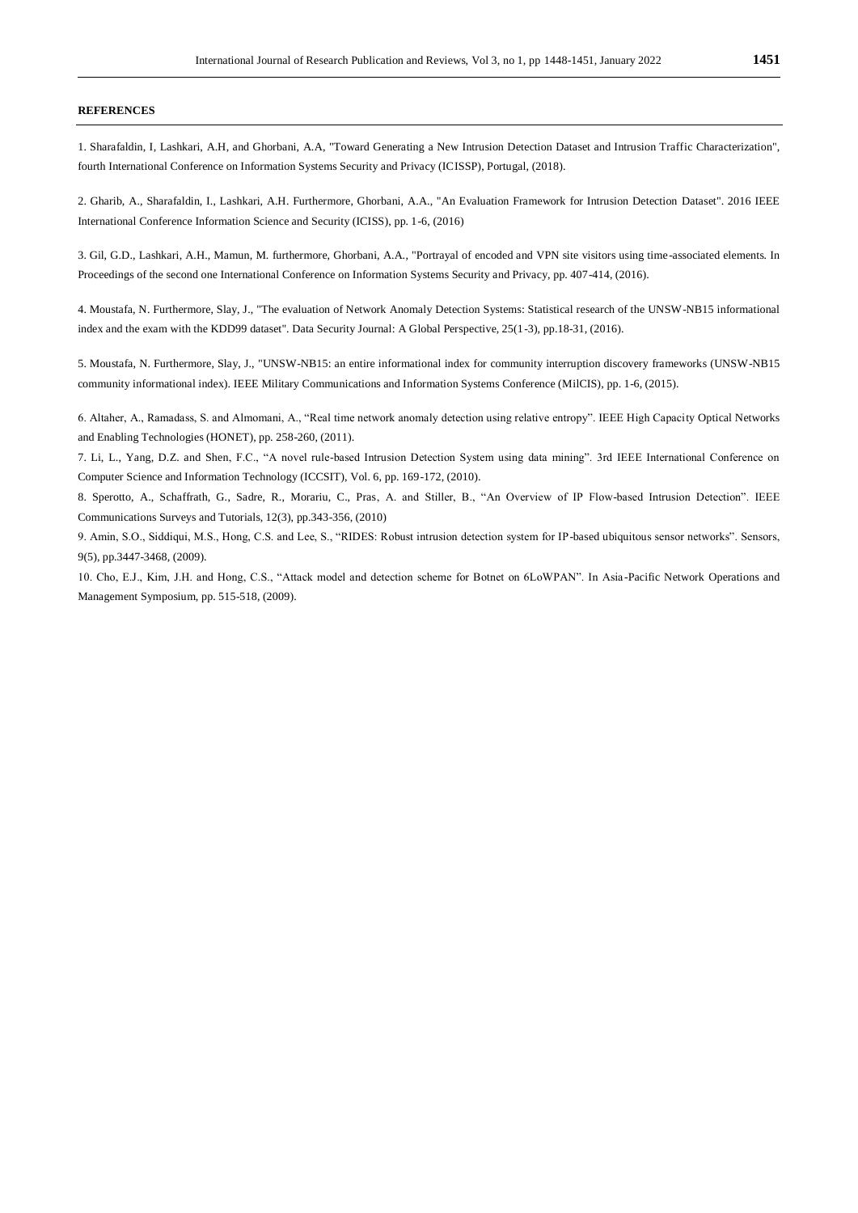**REFERENCES**

1. Sharafaldin, I, Lashkari, A.H, and Ghorbani, A.A, "Toward Generating a New Intrusion Detection Dataset and Intrusion Traffic Characterization", fourth International Conference on Information Systems Security and Privacy (ICISSP), Portugal, (2018).

2. Gharib, A., Sharafaldin, I., Lashkari, A.H. Furthermore, Ghorbani, A.A., "An Evaluation Framework for Intrusion Detection Dataset". 2016 IEEE International Conference Information Science and Security (ICISS), pp. 1-6, (2016)

3. Gil, G.D., Lashkari, A.H., Mamun, M. furthermore, Ghorbani, A.A., "Portrayal of encoded and VPN site visitors using time-associated elements. In Proceedings of the second one International Conference on Information Systems Security and Privacy, pp. 407-414, (2016).

4. Moustafa, N. Furthermore, Slay, J., "The evaluation of Network Anomaly Detection Systems: Statistical research of the UNSW-NB15 informational index and the exam with the KDD99 dataset". Data Security Journal: A Global Perspective, 25(1-3), pp.18-31, (2016).

5. Moustafa, N. Furthermore, Slay, J., "UNSW-NB15: an entire informational index for community interruption discovery frameworks (UNSW-NB15 community informational index). IEEE Military Communications and Information Systems Conference (MilCIS), pp. 1-6, (2015).

6. Altaher, A., Ramadass, S. and Almomani, A., "Real time network anomaly detection using relative entropy". IEEE High Capacity Optical Networks and Enabling Technologies (HONET), pp. 258-260, (2011).

7. Li, L., Yang, D.Z. and Shen, F.C., "A novel rule-based Intrusion Detection System using data mining". 3rd IEEE International Conference on Computer Science and Information Technology (ICCSIT), Vol. 6, pp. 169-172, (2010).

8. Sperotto, A., Schaffrath, G., Sadre, R., Morariu, C., Pras, A. and Stiller, B., "An Overview of IP Flow-based Intrusion Detection". IEEE Communications Surveys and Tutorials, 12(3), pp.343-356, (2010)

9. Amin, S.O., Siddiqui, M.S., Hong, C.S. and Lee, S., "RIDES: Robust intrusion detection system for IP-based ubiquitous sensor networks". Sensors, 9(5), pp.3447-3468, (2009).

10. Cho, E.J., Kim, J.H. and Hong, C.S., "Attack model and detection scheme for Botnet on 6LoWPAN". In Asia-Pacific Network Operations and Management Symposium, pp. 515-518, (2009).